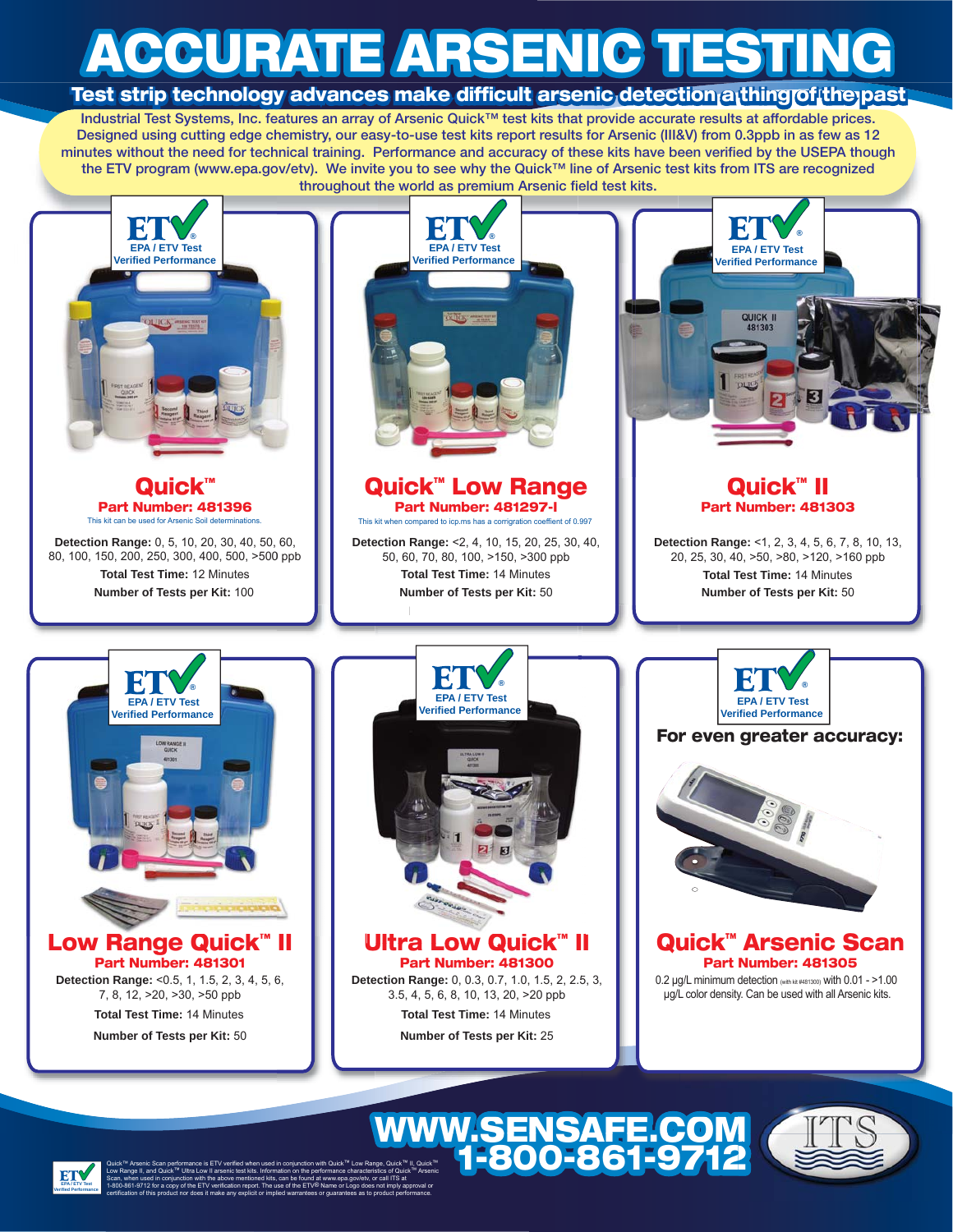# ACCURATE ARSENIC TESTING

## Test strip technology advances make difficult arsenic detection a thing of the past

Industrial Test Systems, Inc. features an array of Arsenic Quick™ test kits that provide accurate results at affordable prices. Designed using cutting edge chemistry, our easy-to-use test kits report results for Arsenic (III&V) from 0.3ppb in as few as 12 minutes without the need for technical training. Performance and accuracy of these kits have been verified by the USEPA though the ETV program (www.epa.gov/etv). We invite you to see why the Quick™ line of Arsenic test kits from ITS are recognized throughout the world as premium Arsenic field test kits.

ETV EPA / ETV Test Verified Performance

### Quick™

**Part Number: 481396**

This kit can be used for Arsenic Soil determinations.

**Detection Range:** 0, 5, 10, 20, 30, 40, 50, 60, 80, 100, 150, 200, 250, 300, 400, 500, >500 ppb

**Total Test Time:** 12 Minutes

**Number of Tests per Kit:** 100

ETV EPA / ETV Test Verified Performance

### Quick™ Low Range

**Part Number: 481297-I**

This kit when compared to icp.ms has a corrigration coeffient of 0.997

**Detection Range:** <2, 4, 10, 15, 20, 25, 30, 40, 50, 60, 70, 80, 100, >150, >300 ppb

**Total Test Time:** 14 Minutes

**Number of Tests per Kit:** 50

ETV EPA / ETV Test Verified Performance

### Quick™ II

**Part Number: 481303**

**Detection Range:** <1, 2, 3, 4, 5, 6, 7, 8, 10, 13, 20, 25, 30, 40, >50, >80, >120, >160 ppb

**Total Test Time:** 14 Minutes

**Number of Tests per Kit:** 50

ETV EPA / ETV Test Verified Performance

### Low Range Quick™ II

**Part Number: 481301**

**Detection Range:** <0.5, 1, 1.5, 2, 3, 4, 5, 6, 7, 8, 12, >20, >30, >50 ppb

**Total Test Time:** 14 Minutes

**Number of Tests per Kit:** 50

ETV EPA / ETV Test Verified Performance

### Ultra Low Quick™ II

**Part Number: 481300**

**Detection Range:** 0, 0.3, 0.7, 1.0, 1.5, 2, 2.5, 3, 3.5, 4, 5, 6, 8, 10, 13, 20, >20 ppb

**Total Test Time:** 14 Minutes

**Number of Tests per Kit:** 25

ETV EPA / ETV Test Verified Performance

**For even greater accuracy:**

### Quick™ Arsenic Scan

**Part Number: 481305**

0.2 µg/L minimum detection (with kit #481300) with 0.01 - >1.00 µg/L color density. Can be used with all Arsenic kits.

**WWW.SENSAFE.COM**
**1-800-861-9712**

ITS

Quick™ Arsenic Scan performance is ETV verified when used in conjunction with Quick™ Low Range, Quick™ II, Quick™ Low Range II, and Quick™ Ultra Low II arsenic test kits. Information on the performance characteristics of Quick™ Arsenic Scan, when used in conjunction with the above mentioned kits, can be found at www.epa.gov/etv, or call ITS at 1-800-861-9712 for a copy of the ETV verification report. The use of the ETV® Name or Logo does not imply approval or certification of this product nor does it make any explicit or implied warrantees or guarantees as to product performance.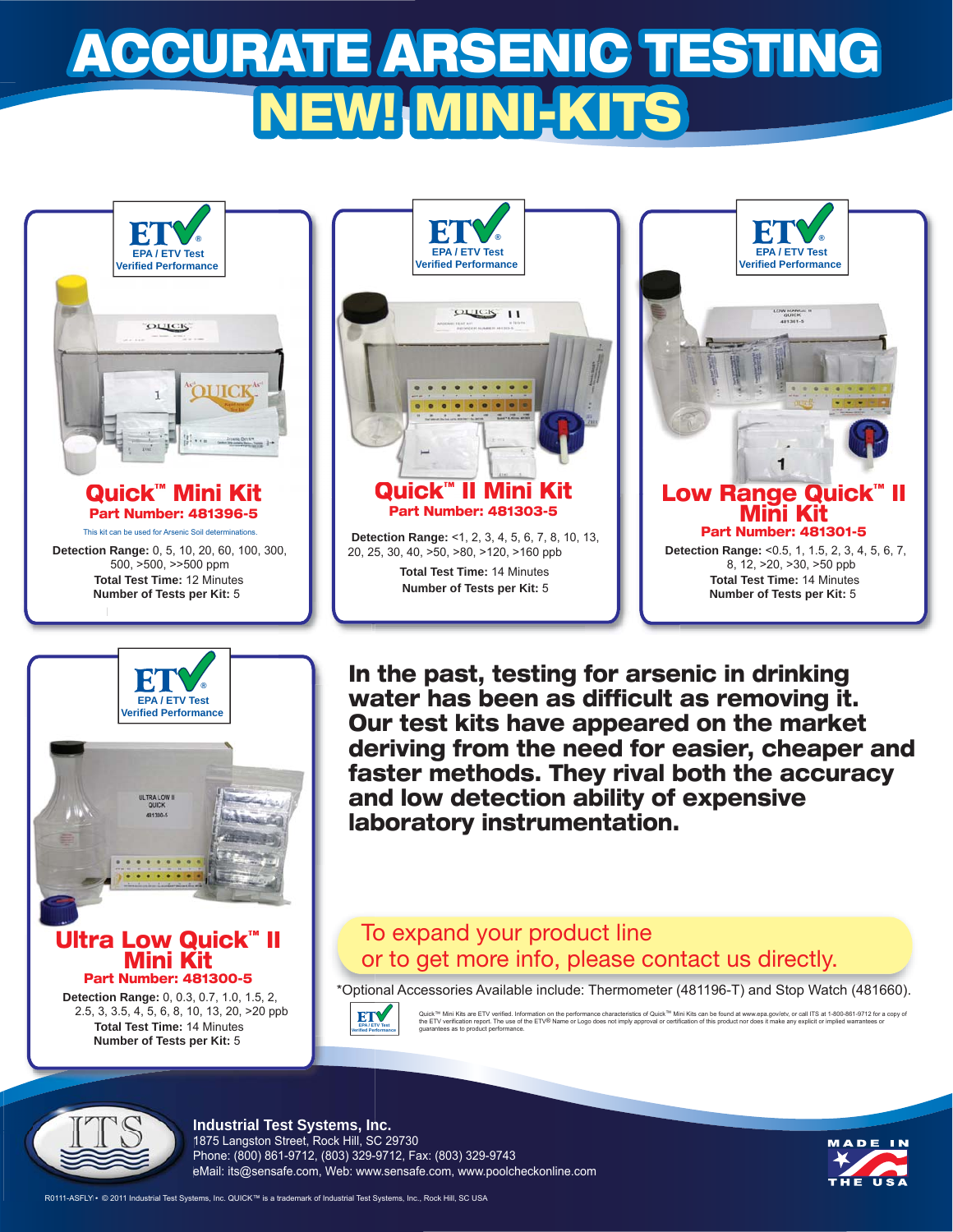# ACCURATE ARSENIC TESTING

# NEW! MINI-KITS

EPA / ETV Test Verified Performance

## Quick™ Mini Kit

**Part Number: 481396-5**

This kit can be used for Arsenic Soil determinations.

**Detection Range:** 0, 5, 10, 20, 60, 100, 300, 500, >500, >>500 ppm
**Total Test Time:** 12 Minutes
**Number of Tests per Kit:** 5

EPA / ETV Test Verified Performance

## Quick™ II Mini Kit

**Part Number: 481303-5**

**Detection Range:** <1, 2, 3, 4, 5, 6, 7, 8, 10, 13, 20, 25, 30, 40, >50, >80, >120, >160 ppb
**Total Test Time:** 14 Minutes
**Number of Tests per Kit:** 5

EPA / ETV Test Verified Performance

## Low Range Quick™ II Mini Kit

**Part Number: 481301-5**

**Detection Range:** <0.5, 1, 1.5, 2, 3, 4, 5, 6, 7, 8, 12, >20, >30, >50 ppb
**Total Test Time:** 14 Minutes
**Number of Tests per Kit:** 5

EPA / ETV Test Verified Performance

## Ultra Low Quick™ II Mini Kit

**Part Number: 481300-5**

**Detection Range:** 0, 0.3, 0.7, 1.0, 1.5, 2, 2.5, 3, 3.5, 4, 5, 6, 8, 10, 13, 20, >20 ppb
**Total Test Time:** 14 Minutes
**Number of Tests per Kit:** 5

**In the past, testing for arsenic in drinking water has been as difficult as removing it. Our test kits have appeared on the market deriving from the need for easier, cheaper and faster methods. They rival both the accuracy and low detection ability of expensive laboratory instrumentation.**

To expand your product line or to get more info, please contact us directly.

*Optional Accessories Available include: Thermometer (481196-T) and Stop Watch (481660).

Quick™ Mini Kits are ETV verified. Information on the performance characteristics of Quick™ Mini Kits can be found at www.epa.gov/etv, or call ITS at 1-800-861-9712 for a copy of the ETV verification report. The use of the ETV® Name or Logo does not imply approval or certification of this product nor does it make any explicit or implied warranties or guarantees as to product performance.

**Industrial Test Systems, Inc.**
1875 Langston Street, Rock Hill, SC 29730
Phone: (800) 861-9712, (803) 329-9712, Fax: (803) 329-9743
eMail: its@sensafe.com, Web: www.sensafe.com, www.poolcheckonline.com

MADE IN THE USA

R0111-ASFLY • © 2011 Industrial Test Systems, Inc. QUICK™ is a trademark of Industrial Test Systems, Inc., Rock Hill, SC USA